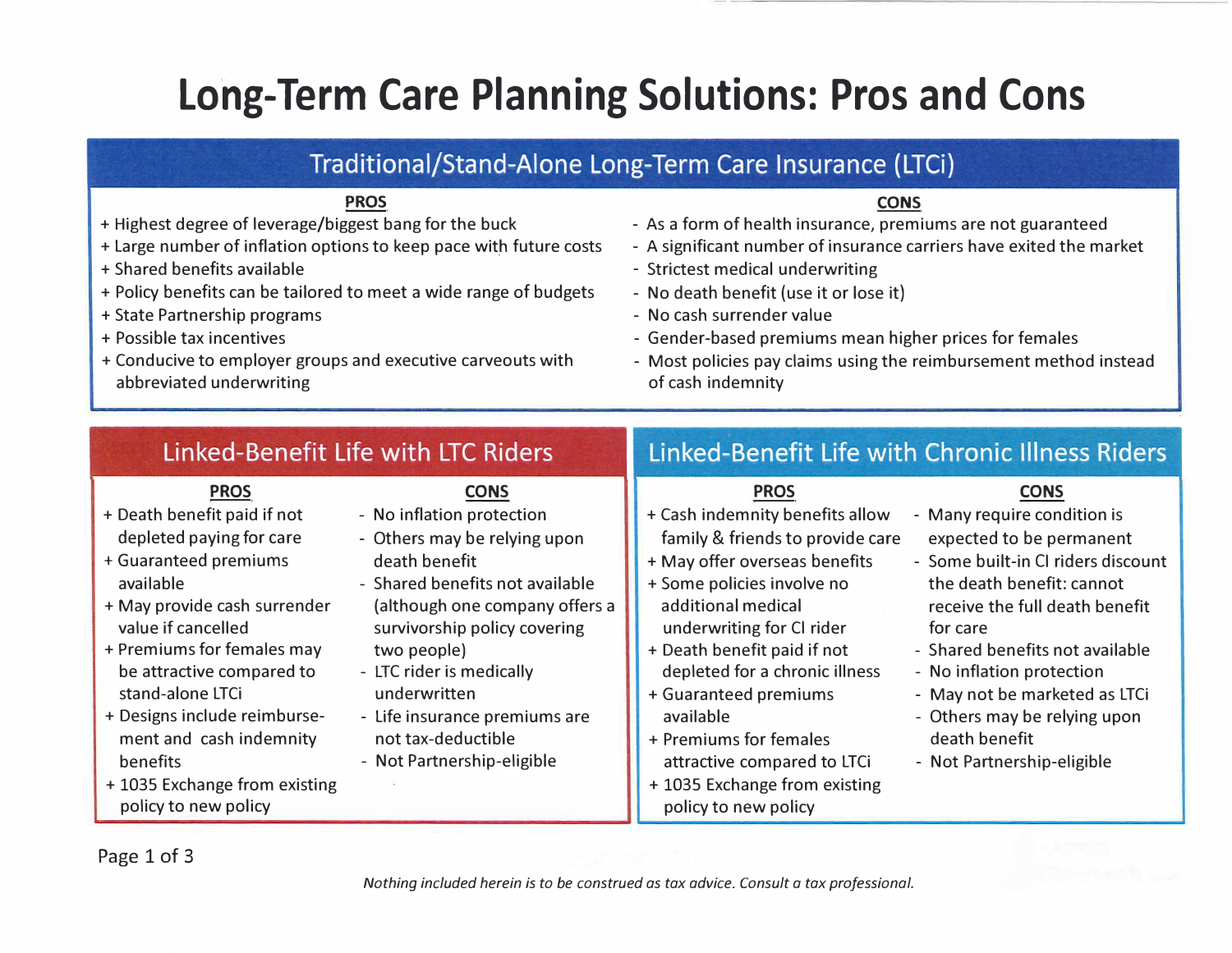# Long-Term Care Planning Solutions: Pros and Cons

## Traditional/Stand-Alone Long-Term Care Insurance (LTCi)

**PROS**

+ Highest degree of leverage/biggest bang for the buck
+ Large number of inflation options to keep pace with future costs
+ Shared benefits available
+ Policy benefits can be tailored to meet a wide range of budgets
+ State Partnership programs
+ Possible tax incentives
+ Conducive to employer groups and executive carveouts with abbreviated underwriting

**CONS**

- As a form of health insurance, premiums are not guaranteed
- A significant number of insurance carriers have exited the market
- Strictest medical underwriting
- No death benefit (use it or lose it)
- No cash surrender value
- Gender-based premiums mean higher prices for females
- Most policies pay claims using the reimbursement method instead of cash indemnity

## Linked-Benefit Life with LTC Riders

**PROS**

+ Death benefit paid if not depleted paying for care
+ Guaranteed premiums available
+ May provide cash surrender value if cancelled
+ Premiums for females may be attractive compared to stand-alone LTCi
+ Designs include reimbursement and cash indemnity benefits
+ 1035 Exchange from existing policy to new policy

**CONS**

- No inflation protection
- Others may be relying upon death benefit
- Shared benefits not available (although one company offers a survivorship policy covering two people)
- LTC rider is medically underwritten
- Life insurance premiums are not tax-deductible
- Not Partnership-eligible

## Linked-Benefit Life with Chronic Illness Riders

**PROS**

+ Cash indemnity benefits allow family & friends to provide care
+ May offer overseas benefits
+ Some policies involve no additional medical underwriting for CI rider
+ Death benefit paid if not depleted for a chronic illness
+ Guaranteed premiums available
+ Premiums for females attractive compared to LTCi
+ 1035 Exchange from existing policy to new policy

**CONS**

- Many require condition is expected to be permanent
- Some built-in CI riders discount the death benefit: cannot receive the full death benefit for care
- Shared benefits not available
- No inflation protection
- May not be marketed as LTCi
- Others may be relying upon death benefit
- Not Partnership-eligible

*Nothing included herein is to be construed as tax advice. Consult a tax professional.*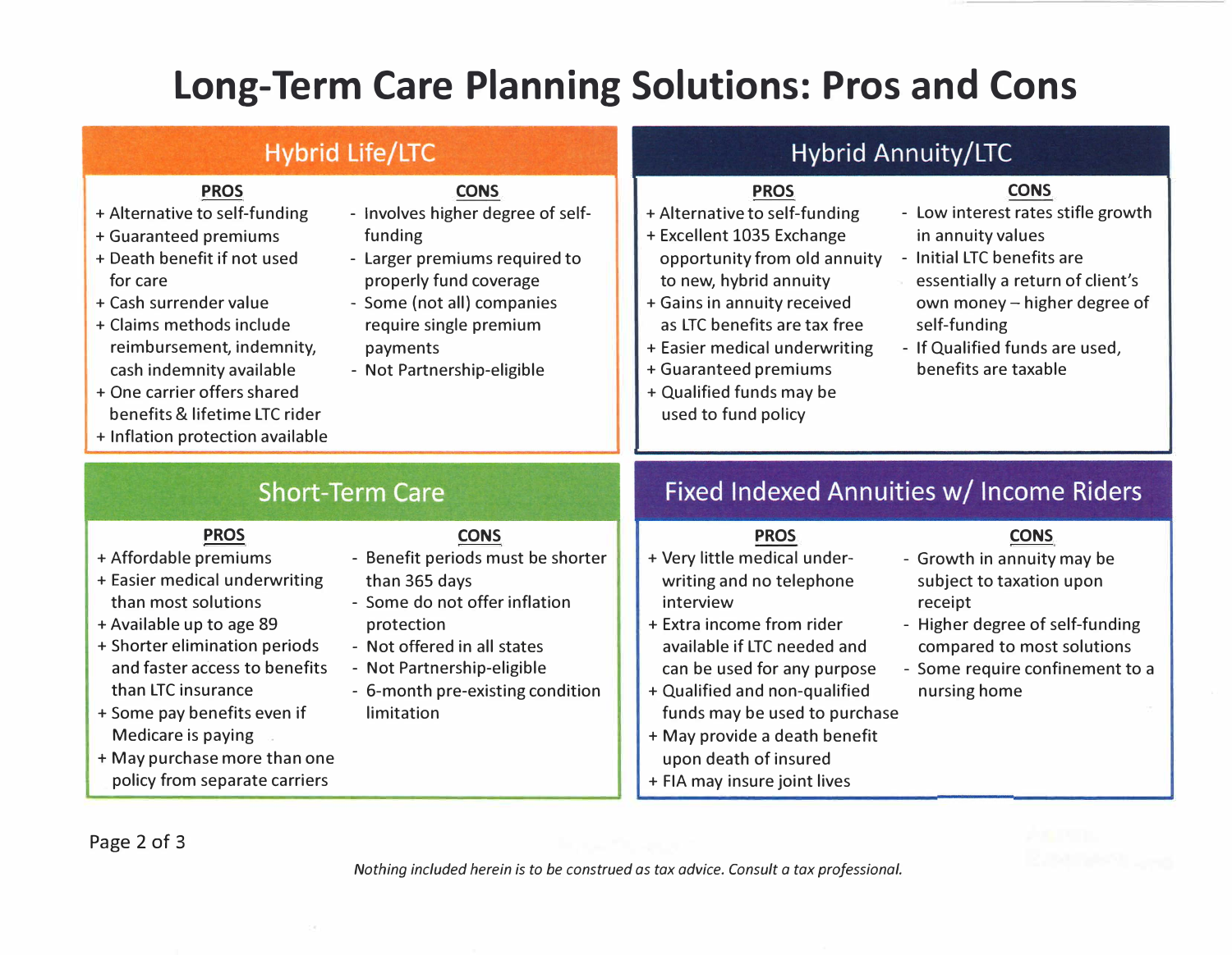# Long-Term Care Planning Solutions: Pros and Cons

## Hybrid Life/LTC

**PROS**

- + Alternative to self-funding
- + Guaranteed premiums
- + Death benefit if not used for care
- + Cash surrender value
- + Claims methods include reimbursement, indemnity, cash indemnity available
- + One carrier offers shared benefits & lifetime LTC rider
- + Inflation protection available

**CONS**

- Involves higher degree of self-funding
- Larger premiums required to properly fund coverage
- Some (not all) companies require single premium payments
- Not Partnership-eligible

## Hybrid Annuity/LTC

**PROS**

- + Alternative to self-funding
- + Excellent 1035 Exchange opportunity from old annuity to new, hybrid annuity
- + Gains in annuity received as LTC benefits are tax free
- + Easier medical underwriting
- + Guaranteed premiums
- + Qualified funds may be used to fund policy

**CONS**

- Low interest rates stifle growth in annuity values
- Initial LTC benefits are essentially a return of client's own money – higher degree of self-funding
- If Qualified funds are used, benefits are taxable

## Short-Term Care

**PROS**

- + Affordable premiums
- + Easier medical underwriting than most solutions
- + Available up to age 89
- + Shorter elimination periods and faster access to benefits than LTC insurance
- + Some pay benefits even if Medicare is paying
- + May purchase more than one policy from separate carriers

**CONS**

- Benefit periods must be shorter than 365 days
- Some do not offer inflation protection
- Not offered in all states
- Not Partnership-eligible
- 6-month pre-existing condition limitation

## Fixed Indexed Annuities w/ Income Riders

**PROS**

- + Very little medical underwriting and no telephone interview
- + Extra income from rider available if LTC needed and can be used for any purpose
- + Qualified and non-qualified funds may be used to purchase
- + May provide a death benefit upon death of insured
- + FIA may insure joint lives

**CONS**

- Growth in annuity may be subject to taxation upon receipt
- Higher degree of self-funding compared to most solutions
- Some require confinement to a nursing home

*Nothing included herein is to be construed as tax advice. Consult a tax professional.*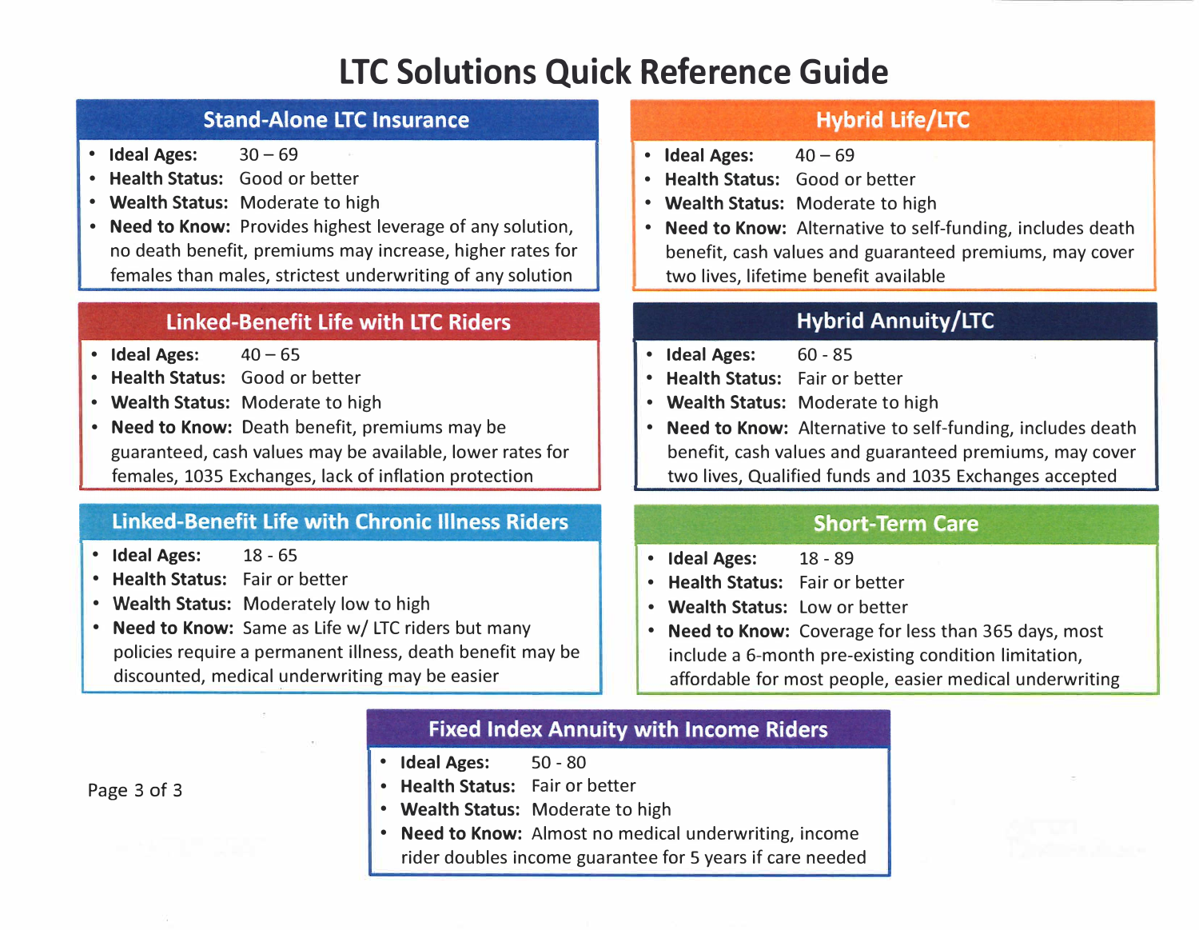# LTC Solutions Quick Reference Guide

## Stand-Alone LTC Insurance

- **Ideal Ages:** 30 – 69
- **Health Status:** Good or better
- **Wealth Status:** Moderate to high
- **Need to Know:** Provides highest leverage of any solution, no death benefit, premiums may increase, higher rates for females than males, strictest underwriting of any solution

## Hybrid Life/LTC

- **Ideal Ages:** 40 – 69
- **Health Status:** Good or better
- **Wealth Status:** Moderate to high
- **Need to Know:** Alternative to self-funding, includes death benefit, cash values and guaranteed premiums, may cover two lives, lifetime benefit available

## Linked-Benefit Life with LTC Riders

- **Ideal Ages:** 40 – 65
- **Health Status:** Good or better
- **Wealth Status:** Moderate to high
- **Need to Know:** Death benefit, premiums may be guaranteed, cash values may be available, lower rates for females, 1035 Exchanges, lack of inflation protection

## Hybrid Annuity/LTC

- **Ideal Ages:** 60 - 85
- **Health Status:** Fair or better
- **Wealth Status:** Moderate to high
- **Need to Know:** Alternative to self-funding, includes death benefit, cash values and guaranteed premiums, may cover two lives, Qualified funds and 1035 Exchanges accepted

## Linked-Benefit Life with Chronic Illness Riders

- **Ideal Ages:** 18 - 65
- **Health Status:** Fair or better
- **Wealth Status:** Moderately low to high
- **Need to Know:** Same as Life w/ LTC riders but many policies require a permanent illness, death benefit may be discounted, medical underwriting may be easier

## Short-Term Care

- **Ideal Ages:** 18 - 89
- **Health Status:** Fair or better
- **Wealth Status:** Low or better
- **Need to Know:** Coverage for less than 365 days, most include a 6-month pre-existing condition limitation, affordable for most people, easier medical underwriting

## Fixed Index Annuity with Income Riders

- **Ideal Ages:** 50 - 80
- **Health Status:** Fair or better
- **Wealth Status:** Moderate to high
- **Need to Know:** Almost no medical underwriting, income rider doubles income guarantee for 5 years if care needed